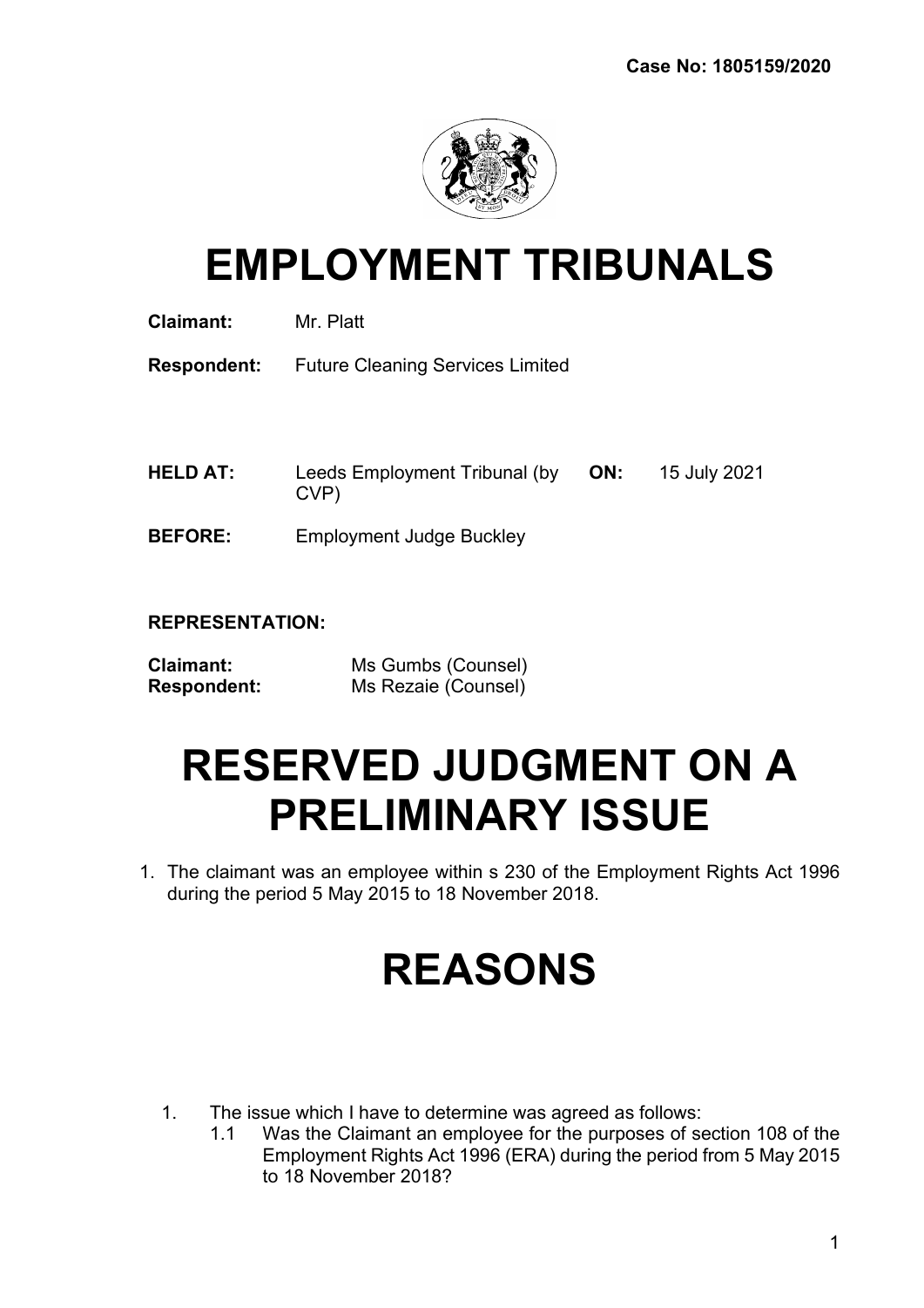**Case No: 1805159/2020**

# EMPLOYMENT TRIBUNALS

**Claimant:** Mr. Platt

**Respondent:** Future Cleaning Services Limited

**HELD AT:** Leeds Employment Tribunal (by CVP) **ON:** 15 July 2021

**BEFORE:** Employment Judge Buckley

**REPRESENTATION:**

**Claimant:** Ms Gumbs (Counsel)
**Respondent:** Ms Rezaie (Counsel)

# RESERVED JUDGMENT ON A PRELIMINARY ISSUE

1. The claimant was an employee within s 230 of the Employment Rights Act 1996 during the period 5 May 2015 to 18 November 2018.

# REASONS

1. The issue which I have to determine was agreed as follows:
   1.1 Was the Claimant an employee for the purposes of section 108 of the Employment Rights Act 1996 (ERA) during the period from 5 May 2015 to 18 November 2018?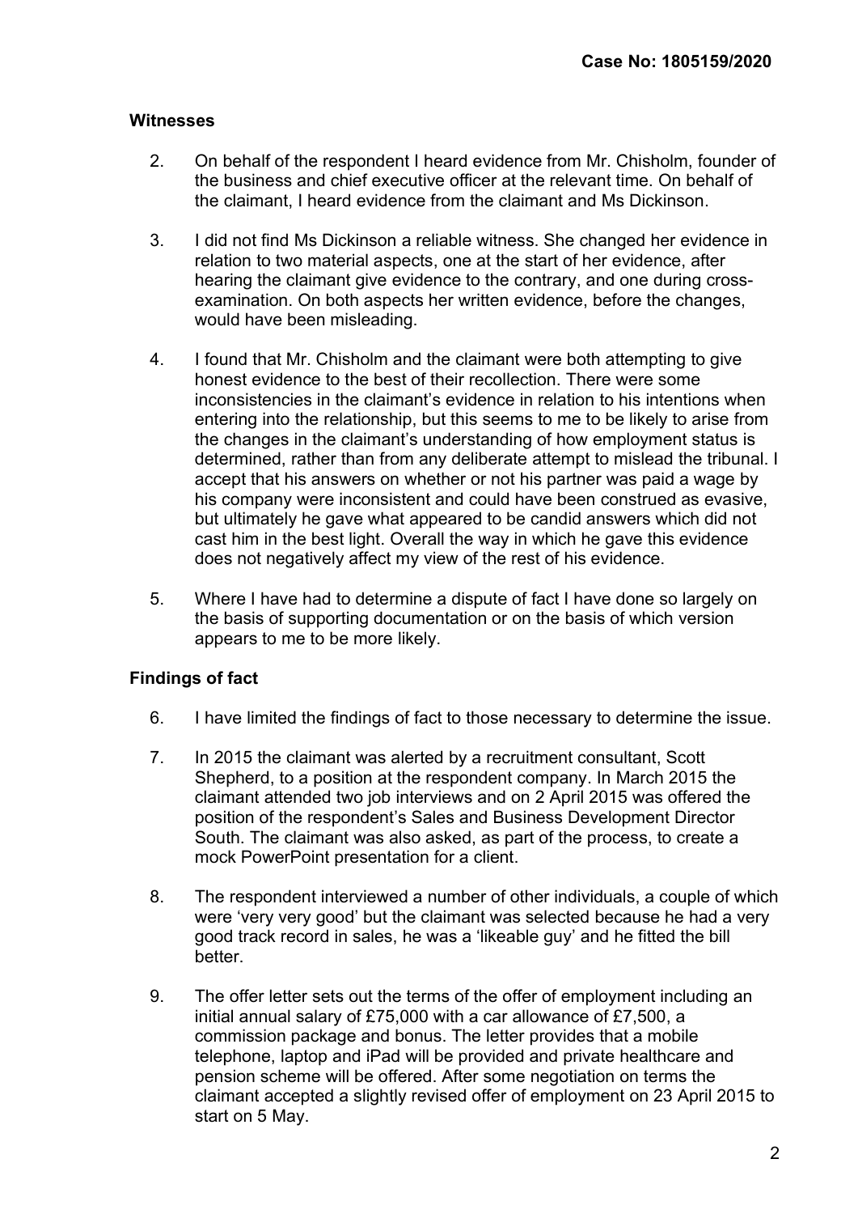### Witnesses

2. On behalf of the respondent I heard evidence from Mr. Chisholm, founder of the business and chief executive officer at the relevant time. On behalf of the claimant, I heard evidence from the claimant and Ms Dickinson.

3. I did not find Ms Dickinson a reliable witness. She changed her evidence in relation to two material aspects, one at the start of her evidence, after hearing the claimant give evidence to the contrary, and one during cross-examination. On both aspects her written evidence, before the changes, would have been misleading.

4. I found that Mr. Chisholm and the claimant were both attempting to give honest evidence to the best of their recollection. There were some inconsistencies in the claimant's evidence in relation to his intentions when entering into the relationship, but this seems to me to be likely to arise from the changes in the claimant's understanding of how employment status is determined, rather than from any deliberate attempt to mislead the tribunal. I accept that his answers on whether or not his partner was paid a wage by his company were inconsistent and could have been construed as evasive, but ultimately he gave what appeared to be candid answers which did not cast him in the best light. Overall the way in which he gave this evidence does not negatively affect my view of the rest of his evidence.

5. Where I have had to determine a dispute of fact I have done so largely on the basis of supporting documentation or on the basis of which version appears to me to be more likely.

### Findings of fact

6. I have limited the findings of fact to those necessary to determine the issue.

7. In 2015 the claimant was alerted by a recruitment consultant, Scott Shepherd, to a position at the respondent company. In March 2015 the claimant attended two job interviews and on 2 April 2015 was offered the position of the respondent's Sales and Business Development Director South. The claimant was also asked, as part of the process, to create a mock PowerPoint presentation for a client.

8. The respondent interviewed a number of other individuals, a couple of which were 'very very good' but the claimant was selected because he had a very good track record in sales, he was a 'likeable guy' and he fitted the bill better.

9. The offer letter sets out the terms of the offer of employment including an initial annual salary of £75,000 with a car allowance of £7,500, a commission package and bonus. The letter provides that a mobile telephone, laptop and iPad will be provided and private healthcare and pension scheme will be offered. After some negotiation on terms the claimant accepted a slightly revised offer of employment on 23 April 2015 to start on 5 May.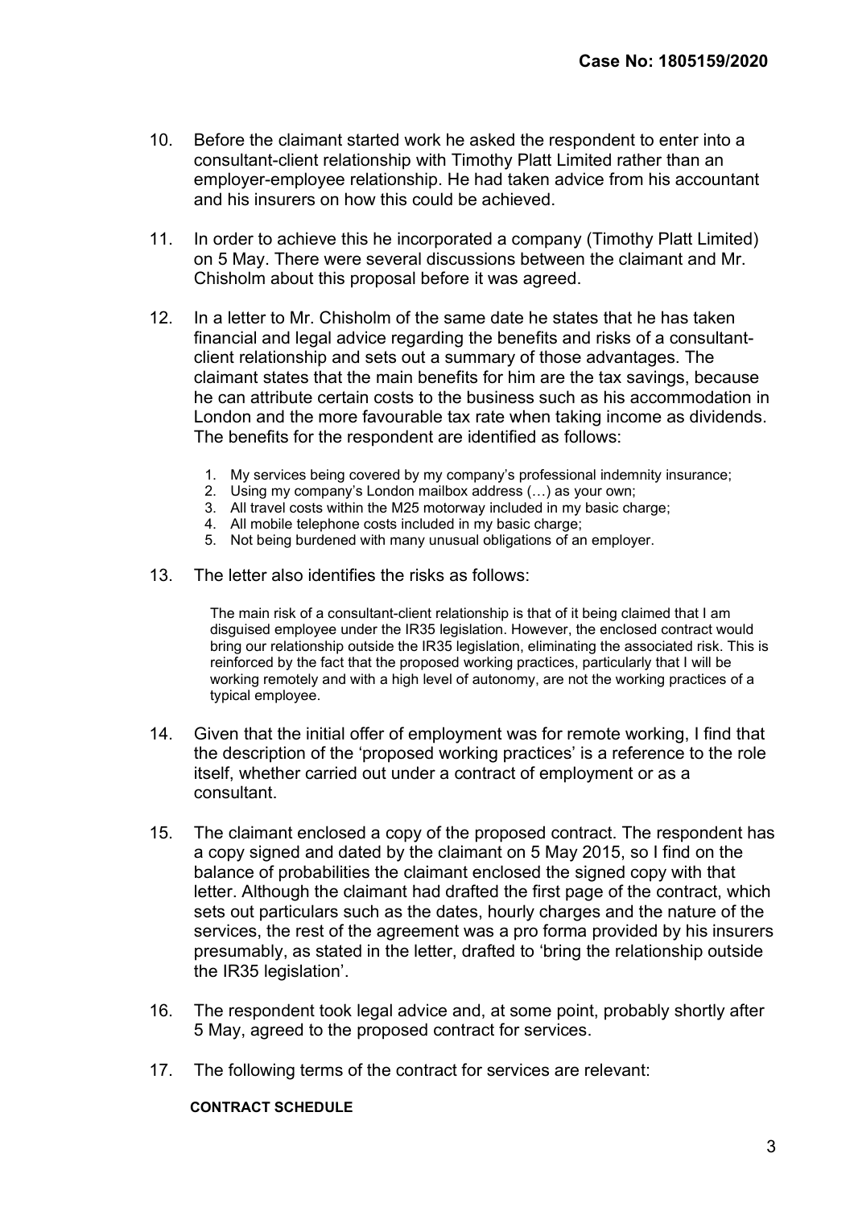10. Before the claimant started work he asked the respondent to enter into a consultant-client relationship with Timothy Platt Limited rather than an employer-employee relationship. He had taken advice from his accountant and his insurers on how this could be achieved.

11. In order to achieve this he incorporated a company (Timothy Platt Limited) on 5 May. There were several discussions between the claimant and Mr. Chisholm about this proposal before it was agreed.

12. In a letter to Mr. Chisholm of the same date he states that he has taken financial and legal advice regarding the benefits and risks of a consultant-client relationship and sets out a summary of those advantages. The claimant states that the main benefits for him are the tax savings, because he can attribute certain costs to the business such as his accommodation in London and the more favourable tax rate when taking income as dividends. The benefits for the respondent are identified as follows:

    1. My services being covered by my company's professional indemnity insurance;
    2. Using my company's London mailbox address (…) as your own;
    3. All travel costs within the M25 motorway included in my basic charge;
    4. All mobile telephone costs included in my basic charge;
    5. Not being burdened with many unusual obligations of an employer.

13. The letter also identifies the risks as follows:

    > The main risk of a consultant-client relationship is that of it being claimed that I am disguised employee under the IR35 legislation. However, the enclosed contract would bring our relationship outside the IR35 legislation, eliminating the associated risk. This is reinforced by the fact that the proposed working practices, particularly that I will be working remotely and with a high level of autonomy, are not the working practices of a typical employee.

14. Given that the initial offer of employment was for remote working, I find that the description of the 'proposed working practices' is a reference to the role itself, whether carried out under a contract of employment or as a consultant.

15. The claimant enclosed a copy of the proposed contract. The respondent has a copy signed and dated by the claimant on 5 May 2015, so I find on the balance of probabilities the claimant enclosed the signed copy with that letter. Although the claimant had drafted the first page of the contract, which sets out particulars such as the dates, hourly charges and the nature of the services, the rest of the agreement was a pro forma provided by his insurers presumably, as stated in the letter, drafted to 'bring the relationship outside the IR35 legislation'.

16. The respondent took legal advice and, at some point, probably shortly after 5 May, agreed to the proposed contract for services.

17. The following terms of the contract for services are relevant:

    **CONTRACT SCHEDULE**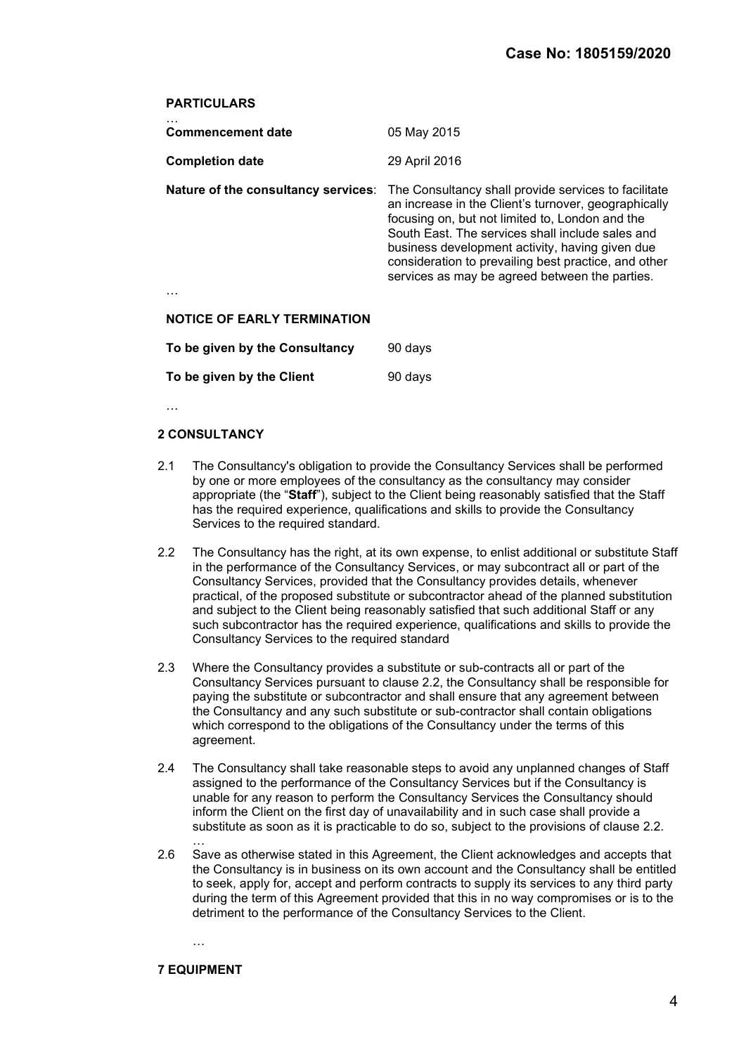**PARTICULARS**

…

| | |
|---|---|
| **Commencement date** | 05 May 2015 |
| **Completion date** | 29 April 2016 |
| **Nature of the consultancy services**: | The Consultancy shall provide services to facilitate an increase in the Client's turnover, geographically focusing on, but not limited to, London and the South East. The services shall include sales and business development activity, having given due consideration to prevailing best practice, and other services as may be agreed between the parties. |

…

**NOTICE OF EARLY TERMINATION**

| | |
|---|---|
| **To be given by the Consultancy** | 90 days |
| **To be given by the Client** | 90 days |

…

**2 CONSULTANCY**

2.1 The Consultancy's obligation to provide the Consultancy Services shall be performed by one or more employees of the consultancy as the consultancy may consider appropriate (the "**Staff**"), subject to the Client being reasonably satisfied that the Staff has the required experience, qualifications and skills to provide the Consultancy Services to the required standard.

2.2 The Consultancy has the right, at its own expense, to enlist additional or substitute Staff in the performance of the Consultancy Services, or may subcontract all or part of the Consultancy Services, provided that the Consultancy provides details, whenever practical, of the proposed substitute or subcontractor ahead of the planned substitution and subject to the Client being reasonably satisfied that such additional Staff or any such subcontractor has the required experience, qualifications and skills to provide the Consultancy Services to the required standard

2.3 Where the Consultancy provides a substitute or sub-contracts all or part of the Consultancy Services pursuant to clause 2.2, the Consultancy shall be responsible for paying the substitute or subcontractor and shall ensure that any agreement between the Consultancy and any such substitute or sub-contractor shall contain obligations which correspond to the obligations of the Consultancy under the terms of this agreement.

2.4 The Consultancy shall take reasonable steps to avoid any unplanned changes of Staff assigned to the performance of the Consultancy Services but if the Consultancy is unable for any reason to perform the Consultancy Services the Consultancy should inform the Client on the first day of unavailability and in such case shall provide a substitute as soon as it is practicable to do so, subject to the provisions of clause 2.2.

…

2.6 Save as otherwise stated in this Agreement, the Client acknowledges and accepts that the Consultancy is in business on its own account and the Consultancy shall be entitled to seek, apply for, accept and perform contracts to supply its services to any third party during the term of this Agreement provided that this in no way compromises or is to the detriment to the performance of the Consultancy Services to the Client.

…

**7 EQUIPMENT**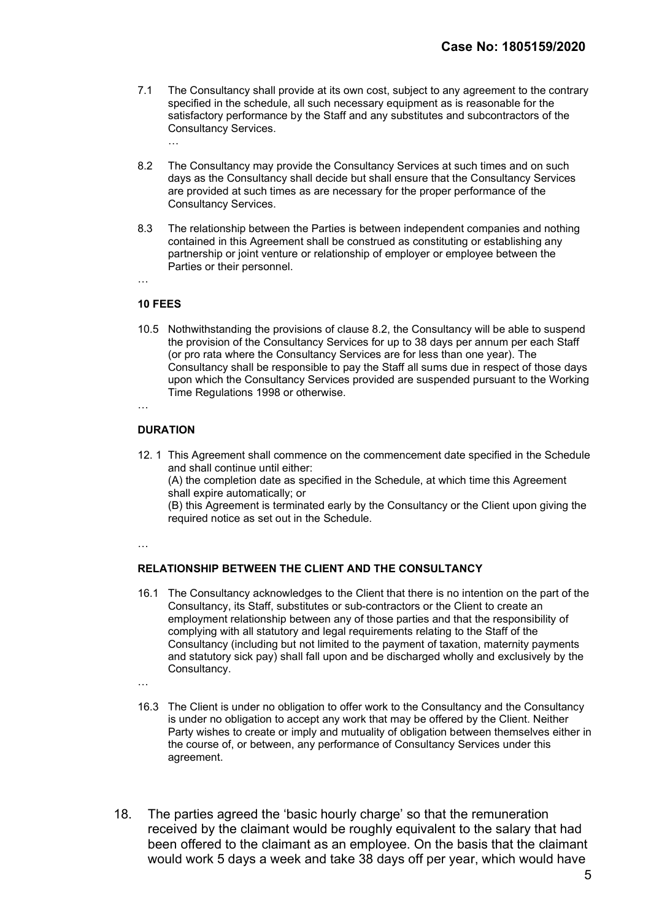7.1 The Consultancy shall provide at its own cost, subject to any agreement to the contrary specified in the schedule, all such necessary equipment as is reasonable for the satisfactory performance by the Staff and any substitutes and subcontractors of the Consultancy Services.
…

8.2 The Consultancy may provide the Consultancy Services at such times and on such days as the Consultancy shall decide but shall ensure that the Consultancy Services are provided at such times as are necessary for the proper performance of the Consultancy Services.

8.3 The relationship between the Parties is between independent companies and nothing contained in this Agreement shall be construed as constituting or establishing any partnership or joint venture or relationship of employer or employee between the Parties or their personnel.

…

**10 FEES**

10.5 Nothwithstanding the provisions of clause 8.2, the Consultancy will be able to suspend the provision of the Consultancy Services for up to 38 days per annum per each Staff (or pro rata where the Consultancy Services are for less than one year). The Consultancy shall be responsible to pay the Staff all sums due in respect of those days upon which the Consultancy Services provided are suspended pursuant to the Working Time Regulations 1998 or otherwise.

…

**DURATION**

12. 1 This Agreement shall commence on the commencement date specified in the Schedule and shall continue until either:
(A) the completion date as specified in the Schedule, at which time this Agreement shall expire automatically; or
(B) this Agreement is terminated early by the Consultancy or the Client upon giving the required notice as set out in the Schedule.

…

**RELATIONSHIP BETWEEN THE CLIENT AND THE CONSULTANCY**

16.1 The Consultancy acknowledges to the Client that there is no intention on the part of the Consultancy, its Staff, substitutes or sub-contractors or the Client to create an employment relationship between any of those parties and that the responsibility of complying with all statutory and legal requirements relating to the Staff of the Consultancy (including but not limited to the payment of taxation, maternity payments and statutory sick pay) shall fall upon and be discharged wholly and exclusively by the Consultancy.

…

16.3 The Client is under no obligation to offer work to the Consultancy and the Consultancy is under no obligation to accept any work that may be offered by the Client. Neither Party wishes to create or imply and mutuality of obligation between themselves either in the course of, or between, any performance of Consultancy Services under this agreement.

18. The parties agreed the 'basic hourly charge' so that the remuneration received by the claimant would be roughly equivalent to the salary that had been offered to the claimant as an employee. On the basis that the claimant would work 5 days a week and take 38 days off per year, which would have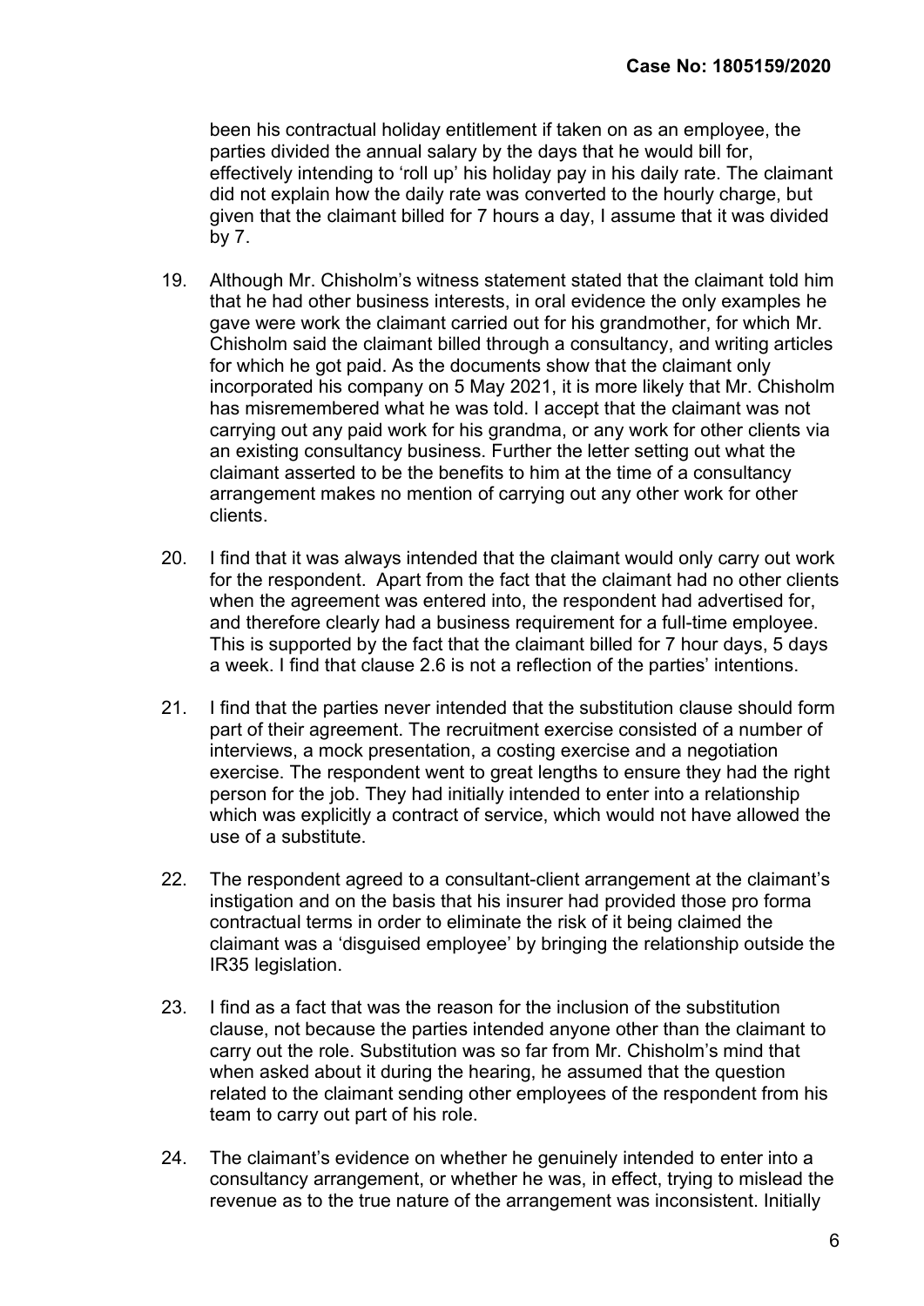been his contractual holiday entitlement if taken on as an employee, the parties divided the annual salary by the days that he would bill for, effectively intending to 'roll up' his holiday pay in his daily rate. The claimant did not explain how the daily rate was converted to the hourly charge, but given that the claimant billed for 7 hours a day, I assume that it was divided by 7.

19. Although Mr. Chisholm's witness statement stated that the claimant told him that he had other business interests, in oral evidence the only examples he gave were work the claimant carried out for his grandmother, for which Mr. Chisholm said the claimant billed through a consultancy, and writing articles for which he got paid. As the documents show that the claimant only incorporated his company on 5 May 2021, it is more likely that Mr. Chisholm has misremembered what he was told. I accept that the claimant was not carrying out any paid work for his grandma, or any work for other clients via an existing consultancy business. Further the letter setting out what the claimant asserted to be the benefits to him at the time of a consultancy arrangement makes no mention of carrying out any other work for other clients.

20. I find that it was always intended that the claimant would only carry out work for the respondent. Apart from the fact that the claimant had no other clients when the agreement was entered into, the respondent had advertised for, and therefore clearly had a business requirement for a full-time employee. This is supported by the fact that the claimant billed for 7 hour days, 5 days a week. I find that clause 2.6 is not a reflection of the parties' intentions.

21. I find that the parties never intended that the substitution clause should form part of their agreement. The recruitment exercise consisted of a number of interviews, a mock presentation, a costing exercise and a negotiation exercise. The respondent went to great lengths to ensure they had the right person for the job. They had initially intended to enter into a relationship which was explicitly a contract of service, which would not have allowed the use of a substitute.

22. The respondent agreed to a consultant-client arrangement at the claimant's instigation and on the basis that his insurer had provided those pro forma contractual terms in order to eliminate the risk of it being claimed the claimant was a 'disguised employee' by bringing the relationship outside the IR35 legislation.

23. I find as a fact that was the reason for the inclusion of the substitution clause, not because the parties intended anyone other than the claimant to carry out the role. Substitution was so far from Mr. Chisholm's mind that when asked about it during the hearing, he assumed that the question related to the claimant sending other employees of the respondent from his team to carry out part of his role.

24. The claimant's evidence on whether he genuinely intended to enter into a consultancy arrangement, or whether he was, in effect, trying to mislead the revenue as to the true nature of the arrangement was inconsistent. Initially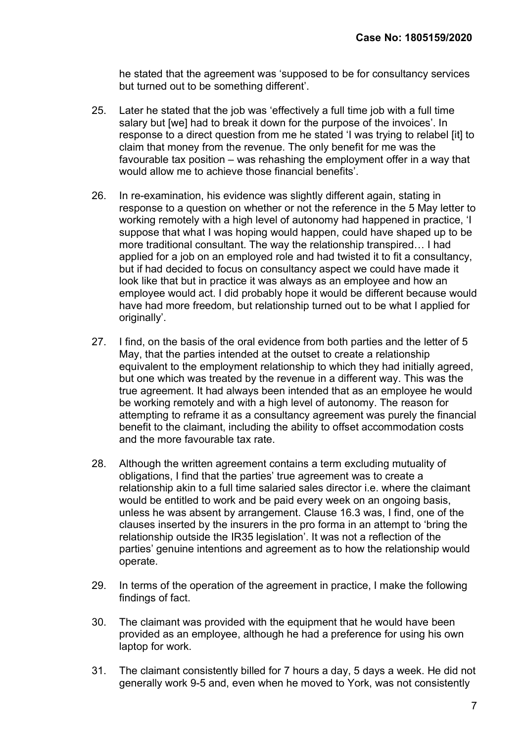he stated that the agreement was 'supposed to be for consultancy services but turned out to be something different'.

25. Later he stated that the job was 'effectively a full time job with a full time salary but [we] had to break it down for the purpose of the invoices'. In response to a direct question from me he stated 'I was trying to relabel [it] to claim that money from the revenue. The only benefit for me was the favourable tax position – was rehashing the employment offer in a way that would allow me to achieve those financial benefits'.

26. In re-examination, his evidence was slightly different again, stating in response to a question on whether or not the reference in the 5 May letter to working remotely with a high level of autonomy had happened in practice, 'I suppose that what I was hoping would happen, could have shaped up to be more traditional consultant. The way the relationship transpired… I had applied for a job on an employed role and had twisted it to fit a consultancy, but if had decided to focus on consultancy aspect we could have made it look like that but in practice it was always as an employee and how an employee would act. I did probably hope it would be different because would have had more freedom, but relationship turned out to be what I applied for originally'.

27. I find, on the basis of the oral evidence from both parties and the letter of 5 May, that the parties intended at the outset to create a relationship equivalent to the employment relationship to which they had initially agreed, but one which was treated by the revenue in a different way. This was the true agreement. It had always been intended that as an employee he would be working remotely and with a high level of autonomy. The reason for attempting to reframe it as a consultancy agreement was purely the financial benefit to the claimant, including the ability to offset accommodation costs and the more favourable tax rate.

28. Although the written agreement contains a term excluding mutuality of obligations, I find that the parties' true agreement was to create a relationship akin to a full time salaried sales director i.e. where the claimant would be entitled to work and be paid every week on an ongoing basis, unless he was absent by arrangement. Clause 16.3 was, I find, one of the clauses inserted by the insurers in the pro forma in an attempt to 'bring the relationship outside the IR35 legislation'. It was not a reflection of the parties' genuine intentions and agreement as to how the relationship would operate.

29. In terms of the operation of the agreement in practice, I make the following findings of fact.

30. The claimant was provided with the equipment that he would have been provided as an employee, although he had a preference for using his own laptop for work.

31. The claimant consistently billed for 7 hours a day, 5 days a week. He did not generally work 9-5 and, even when he moved to York, was not consistently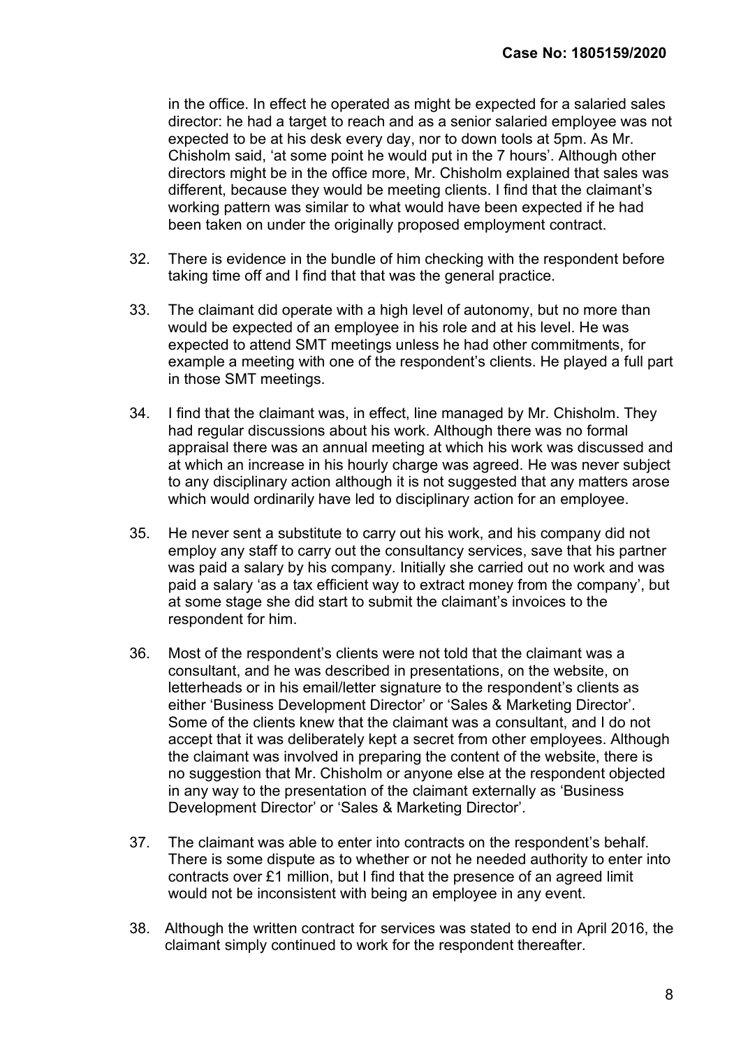in the office. In effect he operated as might be expected for a salaried sales director: he had a target to reach and as a senior salaried employee was not expected to be at his desk every day, nor to down tools at 5pm. As Mr. Chisholm said, 'at some point he would put in the 7 hours'. Although other directors might be in the office more, Mr. Chisholm explained that sales was different, because they would be meeting clients. I find that the claimant's working pattern was similar to what would have been expected if he had been taken on under the originally proposed employment contract.

32. There is evidence in the bundle of him checking with the respondent before taking time off and I find that that was the general practice.

33. The claimant did operate with a high level of autonomy, but no more than would be expected of an employee in his role and at his level. He was expected to attend SMT meetings unless he had other commitments, for example a meeting with one of the respondent's clients. He played a full part in those SMT meetings.

34. I find that the claimant was, in effect, line managed by Mr. Chisholm. They had regular discussions about his work. Although there was no formal appraisal there was an annual meeting at which his work was discussed and at which an increase in his hourly charge was agreed. He was never subject to any disciplinary action although it is not suggested that any matters arose which would ordinarily have led to disciplinary action for an employee.

35. He never sent a substitute to carry out his work, and his company did not employ any staff to carry out the consultancy services, save that his partner was paid a salary by his company. Initially she carried out no work and was paid a salary 'as a tax efficient way to extract money from the company', but at some stage she did start to submit the claimant's invoices to the respondent for him.

36. Most of the respondent's clients were not told that the claimant was a consultant, and he was described in presentations, on the website, on letterheads or in his email/letter signature to the respondent's clients as either 'Business Development Director' or 'Sales & Marketing Director'. Some of the clients knew that the claimant was a consultant, and I do not accept that it was deliberately kept a secret from other employees. Although the claimant was involved in preparing the content of the website, there is no suggestion that Mr. Chisholm or anyone else at the respondent objected in any way to the presentation of the claimant externally as 'Business Development Director' or 'Sales & Marketing Director'.

37. The claimant was able to enter into contracts on the respondent's behalf. There is some dispute as to whether or not he needed authority to enter into contracts over £1 million, but I find that the presence of an agreed limit would not be inconsistent with being an employee in any event.

38. Although the written contract for services was stated to end in April 2016, the claimant simply continued to work for the respondent thereafter.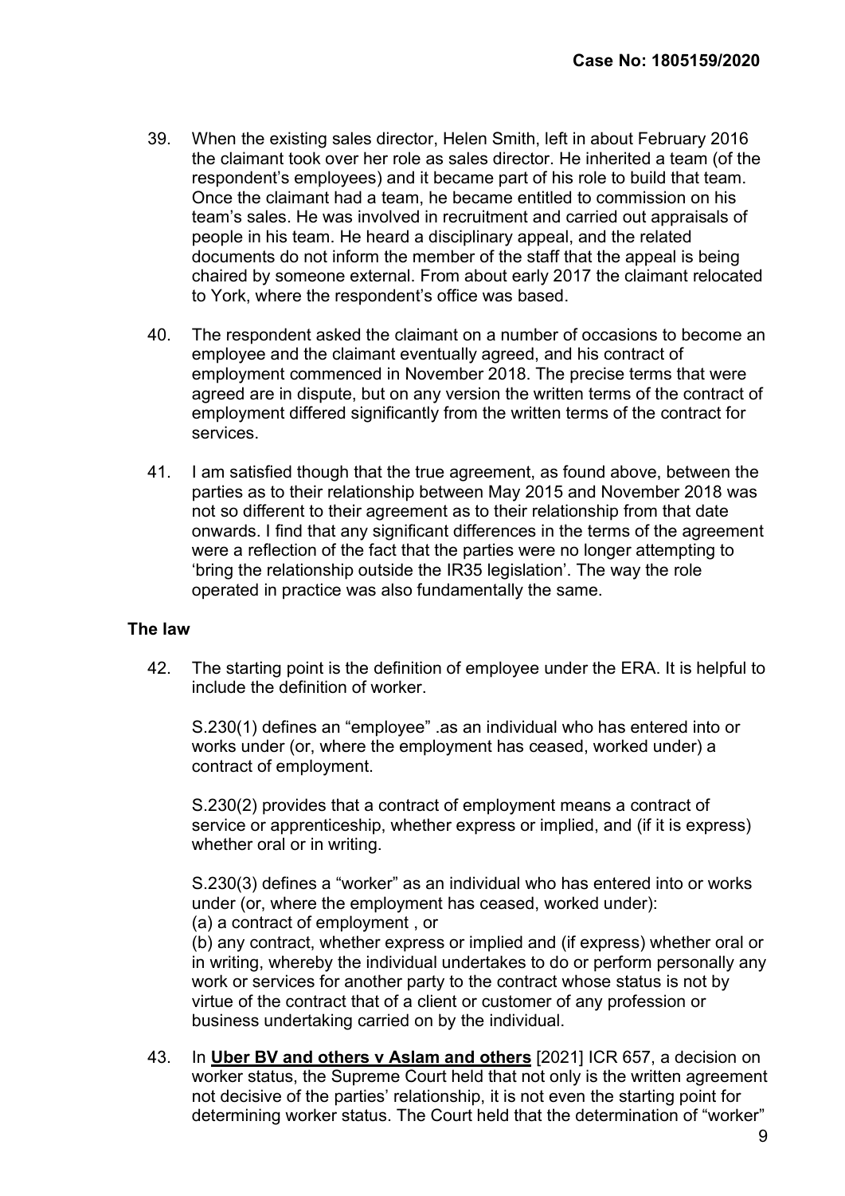39. When the existing sales director, Helen Smith, left in about February 2016 the claimant took over her role as sales director. He inherited a team (of the respondent's employees) and it became part of his role to build that team. Once the claimant had a team, he became entitled to commission on his team's sales. He was involved in recruitment and carried out appraisals of people in his team. He heard a disciplinary appeal, and the related documents do not inform the member of the staff that the appeal is being chaired by someone external. From about early 2017 the claimant relocated to York, where the respondent's office was based.

40. The respondent asked the claimant on a number of occasions to become an employee and the claimant eventually agreed, and his contract of employment commenced in November 2018. The precise terms that were agreed are in dispute, but on any version the written terms of the contract of employment differed significantly from the written terms of the contract for services.

41. I am satisfied though that the true agreement, as found above, between the parties as to their relationship between May 2015 and November 2018 was not so different to their agreement as to their relationship from that date onwards. I find that any significant differences in the terms of the agreement were a reflection of the fact that the parties were no longer attempting to 'bring the relationship outside the IR35 legislation'. The way the role operated in practice was also fundamentally the same.

### The law

42. The starting point is the definition of employee under the ERA. It is helpful to include the definition of worker.

    S.230(1) defines an "employee" .as an individual who has entered into or works under (or, where the employment has ceased, worked under) a contract of employment.

    S.230(2) provides that a contract of employment means a contract of service or apprenticeship, whether express or implied, and (if it is express) whether oral or in writing.

    S.230(3) defines a "worker" as an individual who has entered into or works under (or, where the employment has ceased, worked under):
    (a) a contract of employment , or
    (b) any contract, whether express or implied and (if express) whether oral or in writing, whereby the individual undertakes to do or perform personally any work or services for another party to the contract whose status is not by virtue of the contract that of a client or customer of any profession or business undertaking carried on by the individual.

43. In **Uber BV and others v Aslam and others** [2021] ICR 657, a decision on worker status, the Supreme Court held that not only is the written agreement not decisive of the parties' relationship, it is not even the starting point for determining worker status. The Court held that the determination of "worker"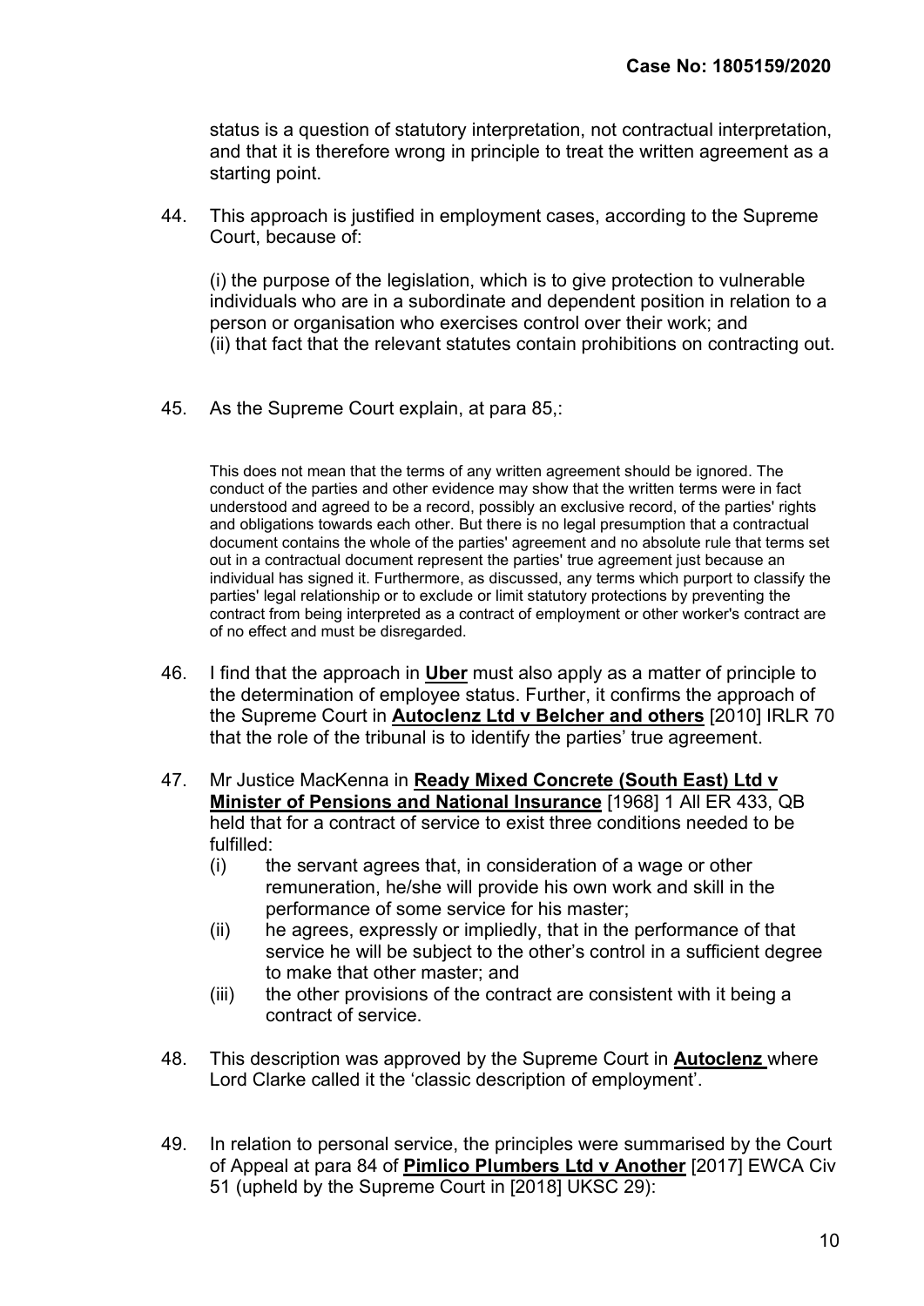status is a question of statutory interpretation, not contractual interpretation, and that it is therefore wrong in principle to treat the written agreement as a starting point.

44. This approach is justified in employment cases, according to the Supreme Court, because of:

    (i) the purpose of the legislation, which is to give protection to vulnerable individuals who are in a subordinate and dependent position in relation to a person or organisation who exercises control over their work; and
    (ii) that fact that the relevant statutes contain prohibitions on contracting out.

45. As the Supreme Court explain, at para 85,:

> This does not mean that the terms of any written agreement should be ignored. The conduct of the parties and other evidence may show that the written terms were in fact understood and agreed to be a record, possibly an exclusive record, of the parties' rights and obligations towards each other. But there is no legal presumption that a contractual document contains the whole of the parties' agreement and no absolute rule that terms set out in a contractual document represent the parties' true agreement just because an individual has signed it. Furthermore, as discussed, any terms which purport to classify the parties' legal relationship or to exclude or limit statutory protections by preventing the contract from being interpreted as a contract of employment or other worker's contract are of no effect and must be disregarded.

46. I find that the approach in **Uber** must also apply as a matter of principle to the determination of employee status. Further, it confirms the approach of the Supreme Court in **Autoclenz Ltd v Belcher and others** [2010] IRLR 70 that the role of the tribunal is to identify the parties' true agreement.

47. Mr Justice MacKenna in **Ready Mixed Concrete (South East) Ltd v Minister of Pensions and National Insurance** [1968] 1 All ER 433, QB held that for a contract of service to exist three conditions needed to be fulfilled:
    (i) the servant agrees that, in consideration of a wage or other remuneration, he/she will provide his own work and skill in the performance of some service for his master;
    (ii) he agrees, expressly or impliedly, that in the performance of that service he will be subject to the other's control in a sufficient degree to make that other master; and
    (iii) the other provisions of the contract are consistent with it being a contract of service.

48. This description was approved by the Supreme Court in **Autoclenz** where Lord Clarke called it the 'classic description of employment'.

49. In relation to personal service, the principles were summarised by the Court of Appeal at para 84 of **Pimlico Plumbers Ltd v Another** [2017] EWCA Civ 51 (upheld by the Supreme Court in [2018] UKSC 29):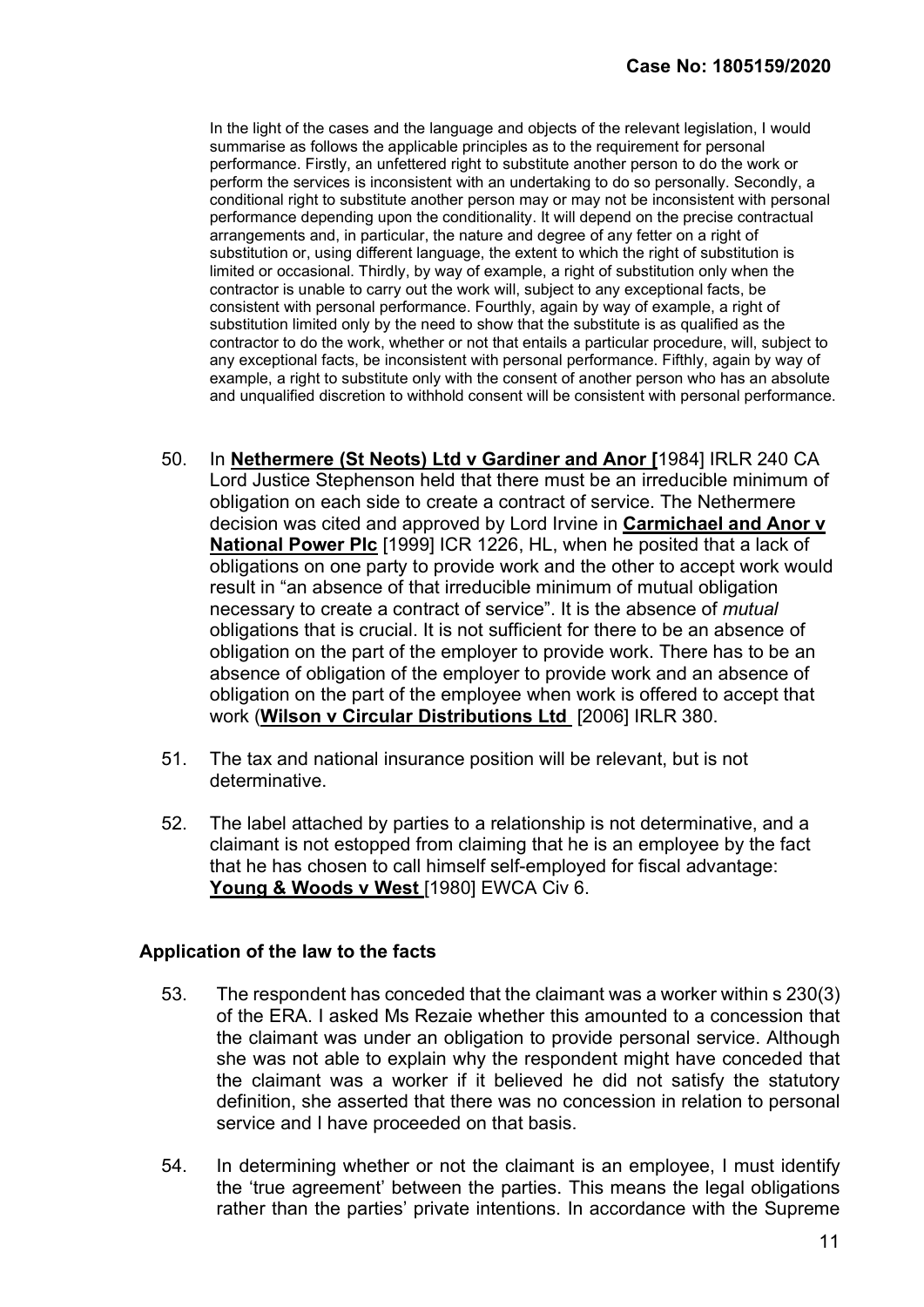> In the light of the cases and the language and objects of the relevant legislation, I would summarise as follows the applicable principles as to the requirement for personal performance. Firstly, an unfettered right to substitute another person to do the work or perform the services is inconsistent with an undertaking to do so personally. Secondly, a conditional right to substitute another person may or may not be inconsistent with personal performance depending upon the conditionality. It will depend on the precise contractual arrangements and, in particular, the nature and degree of any fetter on a right of substitution or, using different language, the extent to which the right of substitution is limited or occasional. Thirdly, by way of example, a right of substitution only when the contractor is unable to carry out the work will, subject to any exceptional facts, be consistent with personal performance. Fourthly, again by way of example, a right of substitution limited only by the need to show that the substitute is as qualified as the contractor to do the work, whether or not that entails a particular procedure, will, subject to any exceptional facts, be inconsistent with personal performance. Fifthly, again by way of example, a right to substitute only with the consent of another person who has an absolute and unqualified discretion to withhold consent will be consistent with personal performance.

50. In **Nethermere (St Neots) Ltd v Gardiner and Anor [**1984] IRLR 240 CA Lord Justice Stephenson held that there must be an irreducible minimum of obligation on each side to create a contract of service. The Nethermere decision was cited and approved by Lord Irvine in **Carmichael and Anor v National Power Plc** [1999] ICR 1226, HL, when he posited that a lack of obligations on one party to provide work and the other to accept work would result in "an absence of that irreducible minimum of mutual obligation necessary to create a contract of service". It is the absence of *mutual* obligations that is crucial. It is not sufficient for there to be an absence of obligation on the part of the employer to provide work. There has to be an absence of obligation of the employer to provide work and an absence of obligation on the part of the employee when work is offered to accept that work (**Wilson v Circular Distributions Ltd** [2006] IRLR 380.

51. The tax and national insurance position will be relevant, but is not determinative.

52. The label attached by parties to a relationship is not determinative, and a claimant is not estopped from claiming that he is an employee by the fact that he has chosen to call himself self-employed for fiscal advantage: **Young & Woods v West** [1980] EWCA Civ 6.

## Application of the law to the facts

53. The respondent has conceded that the claimant was a worker within s 230(3) of the ERA. I asked Ms Rezaie whether this amounted to a concession that the claimant was under an obligation to provide personal service. Although she was not able to explain why the respondent might have conceded that the claimant was a worker if it believed he did not satisfy the statutory definition, she asserted that there was no concession in relation to personal service and I have proceeded on that basis.

54. In determining whether or not the claimant is an employee, I must identify the 'true agreement' between the parties. This means the legal obligations rather than the parties' private intentions. In accordance with the Supreme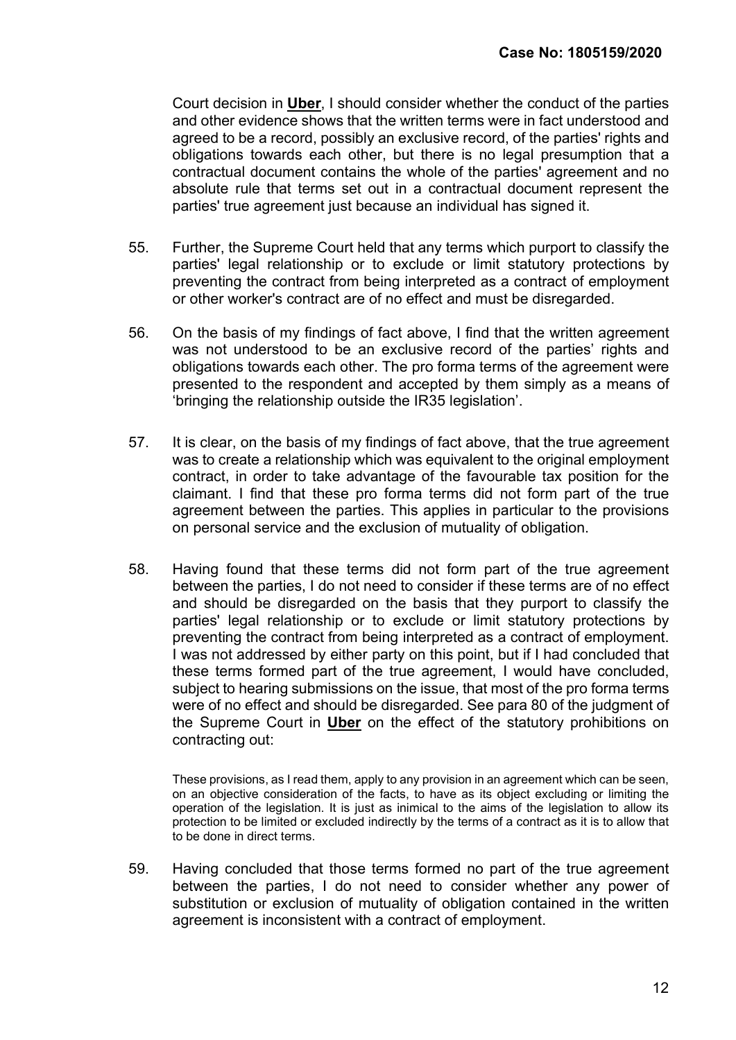Court decision in **Uber**, I should consider whether the conduct of the parties and other evidence shows that the written terms were in fact understood and agreed to be a record, possibly an exclusive record, of the parties' rights and obligations towards each other, but there is no legal presumption that a contractual document contains the whole of the parties' agreement and no absolute rule that terms set out in a contractual document represent the parties' true agreement just because an individual has signed it.

55. Further, the Supreme Court held that any terms which purport to classify the parties' legal relationship or to exclude or limit statutory protections by preventing the contract from being interpreted as a contract of employment or other worker's contract are of no effect and must be disregarded.

56. On the basis of my findings of fact above, I find that the written agreement was not understood to be an exclusive record of the parties' rights and obligations towards each other. The pro forma terms of the agreement were presented to the respondent and accepted by them simply as a means of 'bringing the relationship outside the IR35 legislation'.

57. It is clear, on the basis of my findings of fact above, that the true agreement was to create a relationship which was equivalent to the original employment contract, in order to take advantage of the favourable tax position for the claimant. I find that these pro forma terms did not form part of the true agreement between the parties. This applies in particular to the provisions on personal service and the exclusion of mutuality of obligation.

58. Having found that these terms did not form part of the true agreement between the parties, I do not need to consider if these terms are of no effect and should be disregarded on the basis that they purport to classify the parties' legal relationship or to exclude or limit statutory protections by preventing the contract from being interpreted as a contract of employment. I was not addressed by either party on this point, but if I had concluded that these terms formed part of the true agreement, I would have concluded, subject to hearing submissions on the issue, that most of the pro forma terms were of no effect and should be disregarded. See para 80 of the judgment of the Supreme Court in **Uber** on the effect of the statutory prohibitions on contracting out:

    These provisions, as I read them, apply to any provision in an agreement which can be seen, on an objective consideration of the facts, to have as its object excluding or limiting the operation of the legislation. It is just as inimical to the aims of the legislation to allow its protection to be limited or excluded indirectly by the terms of a contract as it is to allow that to be done in direct terms.

59. Having concluded that those terms formed no part of the true agreement between the parties, I do not need to consider whether any power of substitution or exclusion of mutuality of obligation contained in the written agreement is inconsistent with a contract of employment.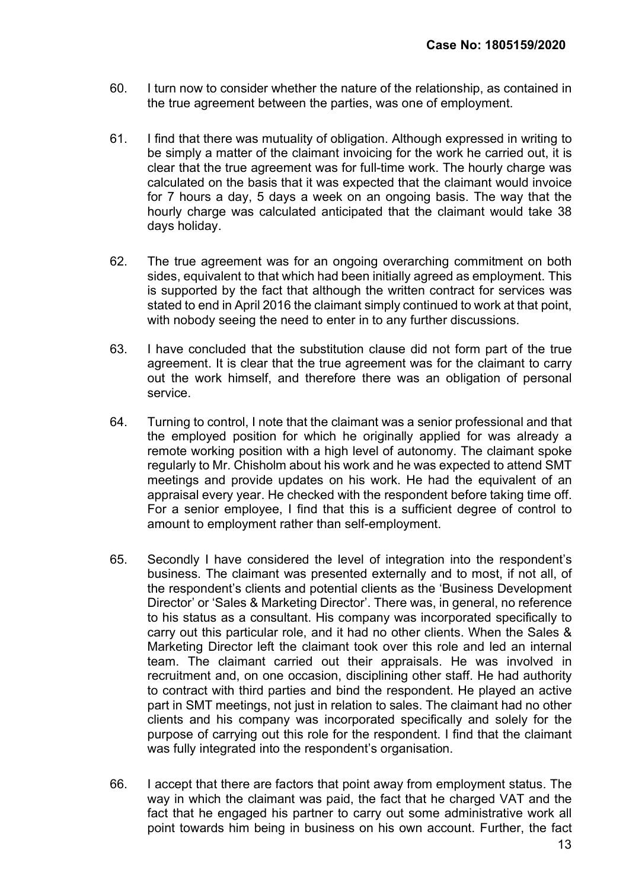60. I turn now to consider whether the nature of the relationship, as contained in the true agreement between the parties, was one of employment.

61. I find that there was mutuality of obligation. Although expressed in writing to be simply a matter of the claimant invoicing for the work he carried out, it is clear that the true agreement was for full-time work. The hourly charge was calculated on the basis that it was expected that the claimant would invoice for 7 hours a day, 5 days a week on an ongoing basis. The way that the hourly charge was calculated anticipated that the claimant would take 38 days holiday.

62. The true agreement was for an ongoing overarching commitment on both sides, equivalent to that which had been initially agreed as employment. This is supported by the fact that although the written contract for services was stated to end in April 2016 the claimant simply continued to work at that point, with nobody seeing the need to enter in to any further discussions.

63. I have concluded that the substitution clause did not form part of the true agreement. It is clear that the true agreement was for the claimant to carry out the work himself, and therefore there was an obligation of personal service.

64. Turning to control, I note that the claimant was a senior professional and that the employed position for which he originally applied for was already a remote working position with a high level of autonomy. The claimant spoke regularly to Mr. Chisholm about his work and he was expected to attend SMT meetings and provide updates on his work. He had the equivalent of an appraisal every year. He checked with the respondent before taking time off. For a senior employee, I find that this is a sufficient degree of control to amount to employment rather than self-employment.

65. Secondly I have considered the level of integration into the respondent's business. The claimant was presented externally and to most, if not all, of the respondent's clients and potential clients as the 'Business Development Director' or 'Sales & Marketing Director'. There was, in general, no reference to his status as a consultant. His company was incorporated specifically to carry out this particular role, and it had no other clients. When the Sales & Marketing Director left the claimant took over this role and led an internal team. The claimant carried out their appraisals. He was involved in recruitment and, on one occasion, disciplining other staff. He had authority to contract with third parties and bind the respondent. He played an active part in SMT meetings, not just in relation to sales. The claimant had no other clients and his company was incorporated specifically and solely for the purpose of carrying out this role for the respondent. I find that the claimant was fully integrated into the respondent's organisation.

66. I accept that there are factors that point away from employment status. The way in which the claimant was paid, the fact that he charged VAT and the fact that he engaged his partner to carry out some administrative work all point towards him being in business on his own account. Further, the fact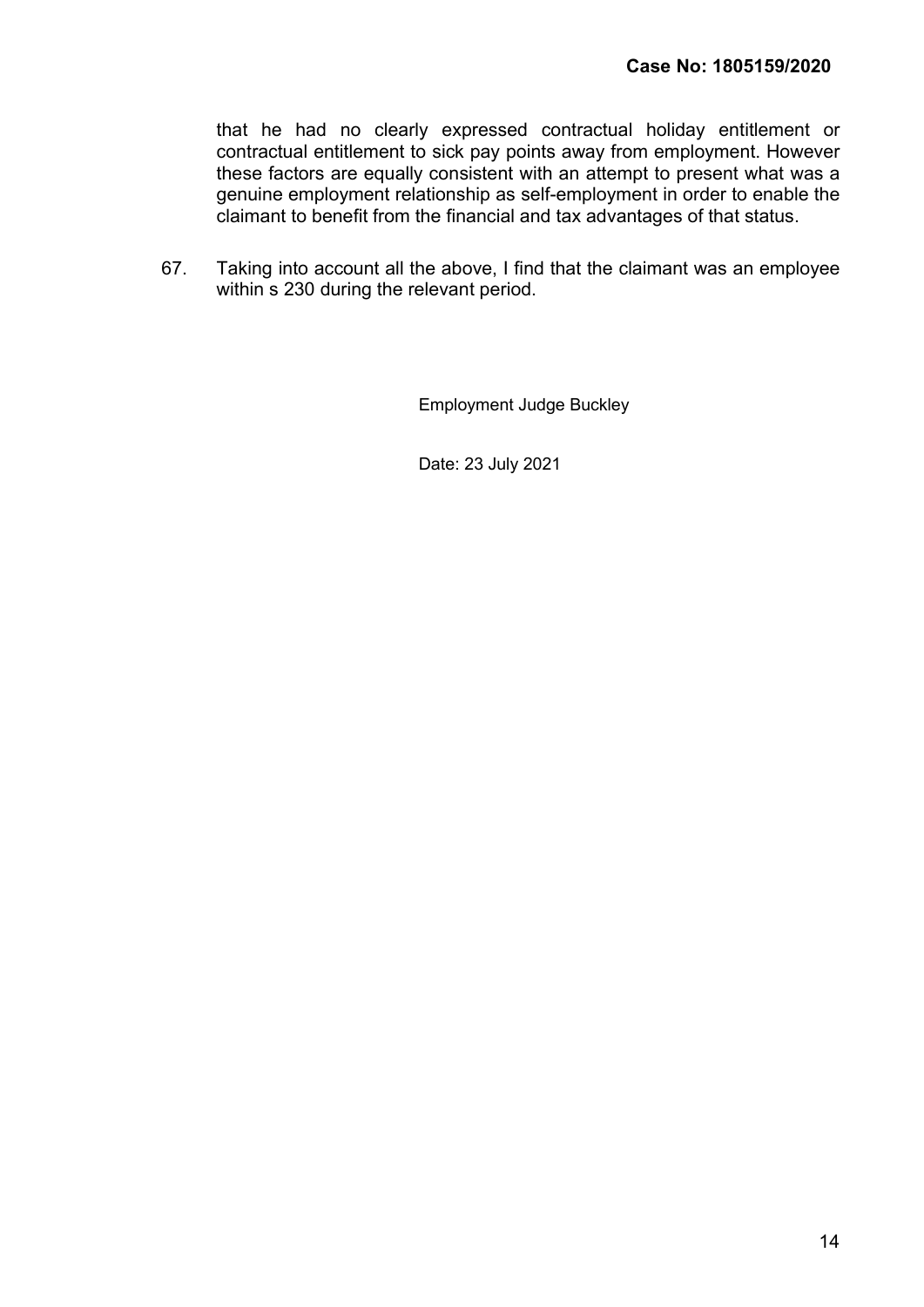that he had no clearly expressed contractual holiday entitlement or contractual entitlement to sick pay points away from employment. However these factors are equally consistent with an attempt to present what was a genuine employment relationship as self-employment in order to enable the claimant to benefit from the financial and tax advantages of that status.

67. Taking into account all the above, I find that the claimant was an employee within s 230 during the relevant period.

Employment Judge Buckley

Date: 23 July 2021